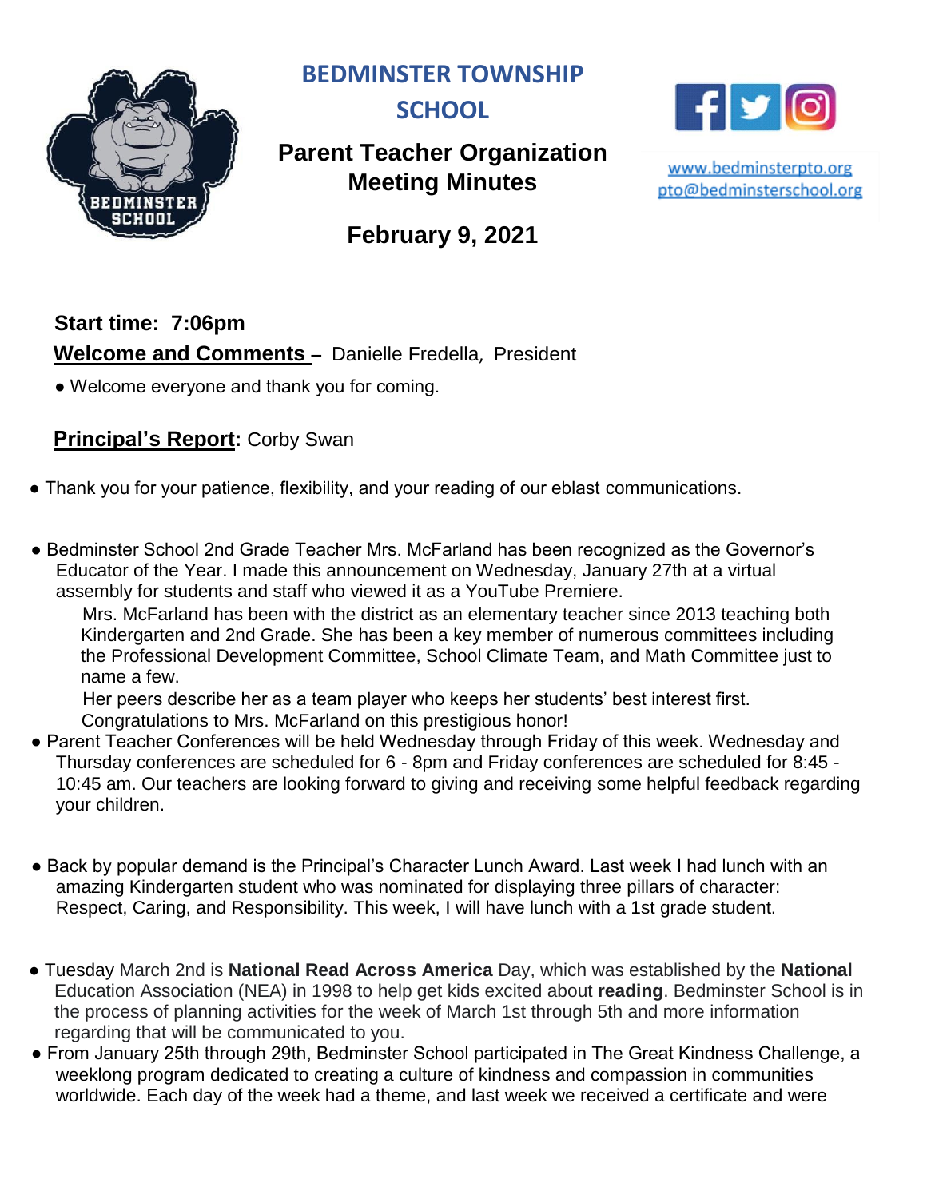# BEDMINSTER TOWNSHIP SCHOOL

## Parent Teacher Organization Meeting Minutes

www.bedminsterpto.org
pto@bedminsterschool.org

## February 9, 2021

**Start time: 7:06pm**

**Welcome and Comments –** Danielle Fredella, President

- Welcome everyone and thank you for coming.

**Principal's Report:** Corby Swan

- Thank you for your patience, flexibility, and your reading of our eblast communications.

- Bedminster School 2nd Grade Teacher Mrs. McFarland has been recognized as the Governor's Educator of the Year. I made this announcement on Wednesday, January 27th at a virtual assembly for students and staff who viewed it as a YouTube Premiere.
  Mrs. McFarland has been with the district as an elementary teacher since 2013 teaching both Kindergarten and 2nd Grade. She has been a key member of numerous committees including the Professional Development Committee, School Climate Team, and Math Committee just to name a few.
  Her peers describe her as a team player who keeps her students' best interest first.
  Congratulations to Mrs. McFarland on this prestigious honor!
- Parent Teacher Conferences will be held Wednesday through Friday of this week. Wednesday and Thursday conferences are scheduled for 6 - 8pm and Friday conferences are scheduled for 8:45 - 10:45 am. Our teachers are looking forward to giving and receiving some helpful feedback regarding your children.

- Back by popular demand is the Principal's Character Lunch Award. Last week I had lunch with an amazing Kindergarten student who was nominated for displaying three pillars of character: Respect, Caring, and Responsibility. This week, I will have lunch with a 1st grade student.

- Tuesday March 2nd is **National Read Across America** Day, which was established by the **National** Education Association (NEA) in 1998 to help get kids excited about **reading**. Bedminster School is in the process of planning activities for the week of March 1st through 5th and more information regarding that will be communicated to you.
- From January 25th through 29th, Bedminster School participated in The Great Kindness Challenge, a weeklong program dedicated to creating a culture of kindness and compassion in communities worldwide. Each day of the week had a theme, and last week we received a certificate and were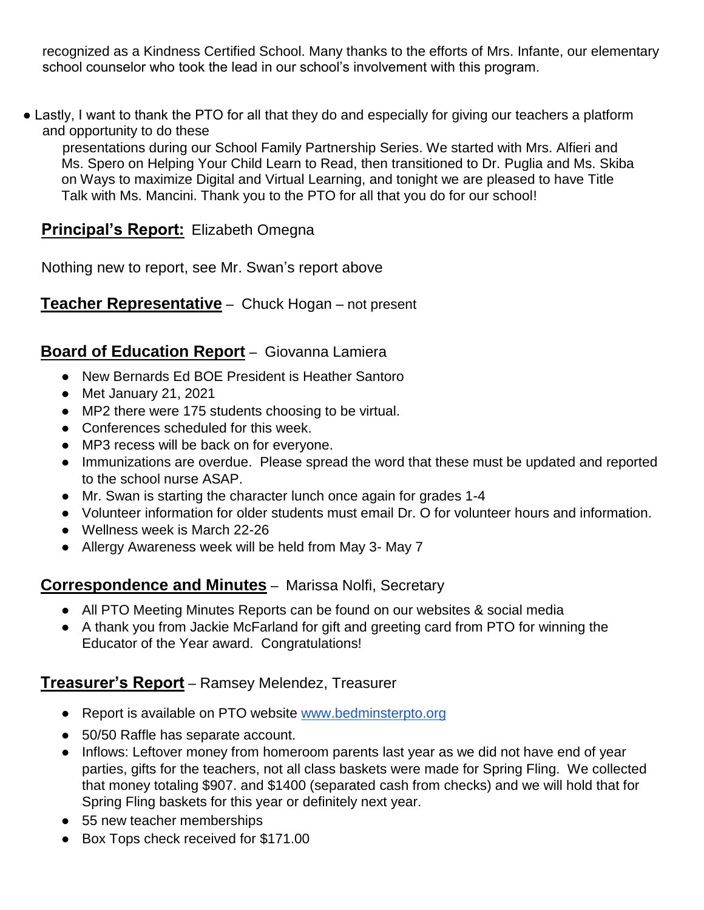recognized as a Kindness Certified School. Many thanks to the efforts of Mrs. Infante, our elementary school counselor who took the lead in our school's involvement with this program.

- Lastly, I want to thank the PTO for all that they do and especially for giving our teachers a platform and opportunity to do these presentations during our School Family Partnership Series. We started with Mrs. Alfieri and Ms. Spero on Helping Your Child Learn to Read, then transitioned to Dr. Puglia and Ms. Skiba on Ways to maximize Digital and Virtual Learning, and tonight we are pleased to have Title Talk with Ms. Mancini. Thank you to the PTO for all that you do for our school!

**Principal's Report:** Elizabeth Omegna

Nothing new to report, see Mr. Swan's report above

**Teacher Representative** – Chuck Hogan – not present

**Board of Education Report** – Giovanna Lamiera

- New Bernards Ed BOE President is Heather Santoro
- Met January 21, 2021
- MP2 there were 175 students choosing to be virtual.
- Conferences scheduled for this week.
- MP3 recess will be back on for everyone.
- Immunizations are overdue. Please spread the word that these must be updated and reported to the school nurse ASAP.
- Mr. Swan is starting the character lunch once again for grades 1-4
- Volunteer information for older students must email Dr. O for volunteer hours and information.
- Wellness week is March 22-26
- Allergy Awareness week will be held from May 3- May 7

**Correspondence and Minutes** – Marissa Nolfi, Secretary

- All PTO Meeting Minutes Reports can be found on our websites & social media
- A thank you from Jackie McFarland for gift and greeting card from PTO for winning the Educator of the Year award. Congratulations!

**Treasurer's Report** – Ramsey Melendez, Treasurer

- Report is available on PTO website www.bedminsterpto.org
- 50/50 Raffle has separate account.
- Inflows: Leftover money from homeroom parents last year as we did not have end of year parties, gifts for the teachers, not all class baskets were made for Spring Fling. We collected that money totaling $907. and $1400 (separated cash from checks) and we will hold that for Spring Fling baskets for this year or definitely next year.
- 55 new teacher memberships
- Box Tops check received for $171.00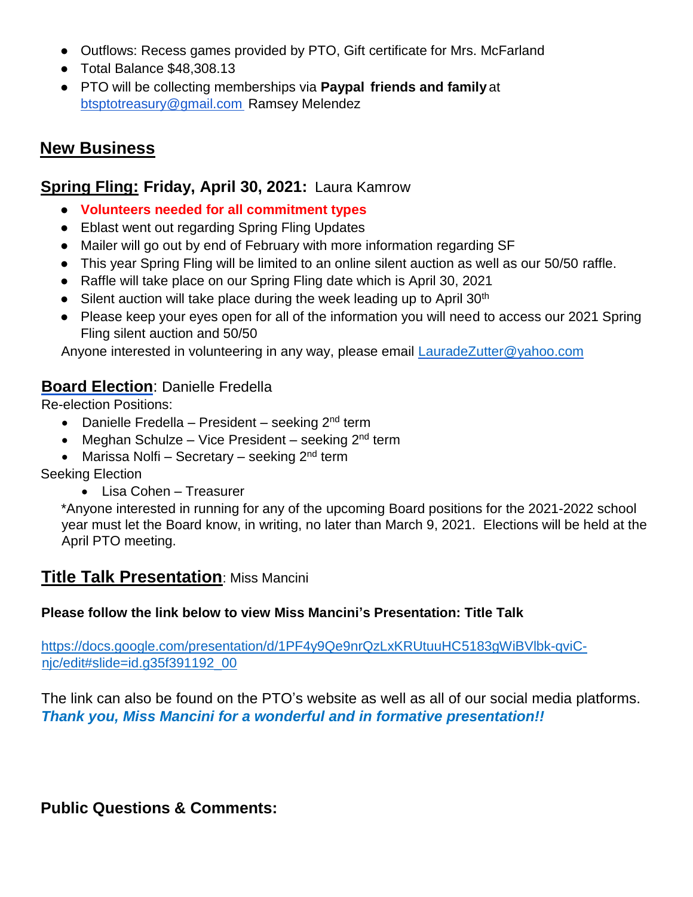- Outflows: Recess games provided by PTO, Gift certificate for Mrs. McFarland
- Total Balance $48,308.13
- PTO will be collecting memberships via **Paypal friends and family** at btsptotreasury@gmail.com Ramsey Melendez

## New Business

### Spring Fling: Friday, April 30, 2021: Laura Kamrow

- **Volunteers needed for all commitment types**
- Eblast went out regarding Spring Fling Updates
- Mailer will go out by end of February with more information regarding SF
- This year Spring Fling will be limited to an online silent auction as well as our 50/50 raffle.
- Raffle will take place on our Spring Fling date which is April 30, 2021
- Silent auction will take place during the week leading up to April 30th
- Please keep your eyes open for all of the information you will need to access our 2021 Spring Fling silent auction and 50/50

Anyone interested in volunteering in any way, please email LauradeZutter@yahoo.com

### Board Election: Danielle Fredella

Re-election Positions:

- Danielle Fredella – President – seeking 2nd term
- Meghan Schulze – Vice President – seeking 2nd term
- Marissa Nolfi – Secretary – seeking 2nd term

Seeking Election

- Lisa Cohen – Treasurer

*Anyone interested in running for any of the upcoming Board positions for the 2021-2022 school year must let the Board know, in writing, no later than March 9, 2021. Elections will be held at the April PTO meeting.

### Title Talk Presentation: Miss Mancini

**Please follow the link below to view Miss Mancini's Presentation: Title Talk**

https://docs.google.com/presentation/d/1PF4y9Qe9nrQzLxKRUtuuHC5183gWiBVlbk-qviC-njc/edit#slide=id.g35f391192_00

The link can also be found on the PTO's website as well as all of our social media platforms. ***Thank you, Miss Mancini for a wonderful and in formative presentation!!***

### Public Questions & Comments: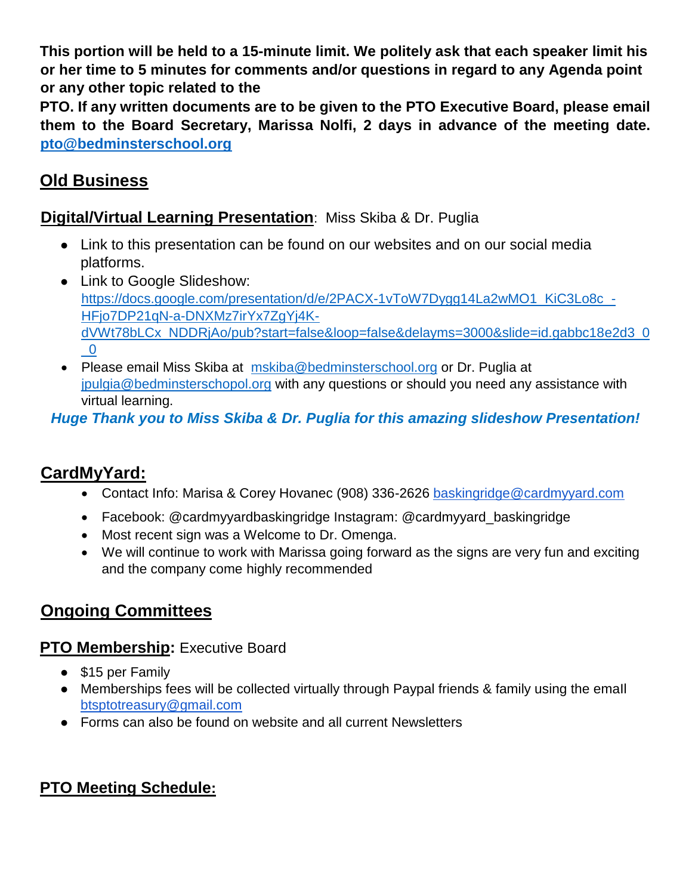**This portion will be held to a 15-minute limit. We politely ask that each speaker limit his or her time to 5 minutes for comments and/or questions in regard to any Agenda point or any other topic related to the PTO. If any written documents are to be given to the PTO Executive Board, please email them to the Board Secretary, Marissa Nolfi, 2 days in advance of the meeting date. pto@bedminsterschool.org**

## Old Business

### Digital/Virtual Learning Presentation: Miss Skiba & Dr. Puglia

- Link to this presentation can be found on our websites and on our social media platforms.
- Link to Google Slideshow: https://docs.google.com/presentation/d/e/2PACX-1vToW7Dygg14La2wMO1_KiC3Lo8c_-HFjo7DP21qN-a-DNXMz7irYx7ZgYj4K-dVWt78bLCx_NDDRjAo/pub?start=false&loop=false&delayms=3000&slide=id.gabbc18e2d3_0_0
- Please email Miss Skiba at mskiba@bedminsterschool.org or Dr. Puglia at jpulgia@bedminsterschopol.org with any questions or should you need any assistance with virtual learning.

***Huge Thank you to Miss Skiba & Dr. Puglia for this amazing slideshow Presentation!***

### CardMyYard:

- Contact Info: Marisa & Corey Hovanec (908) 336-2626 baskingridge@cardmyyard.com
- Facebook: @cardmyyardbaskingridge Instagram: @cardmyyard_baskingridge
- Most recent sign was a Welcome to Dr. Omenga.
- We will continue to work with Marissa going forward as the signs are very fun and exciting and the company come highly recommended

## Ongoing Committees

### PTO Membership: Executive Board

- $15 per Family
- Memberships fees will be collected virtually through Paypal friends & family using the email btsptotreasury@gmail.com
- Forms can also be found on website and all current Newsletters

### PTO Meeting Schedule: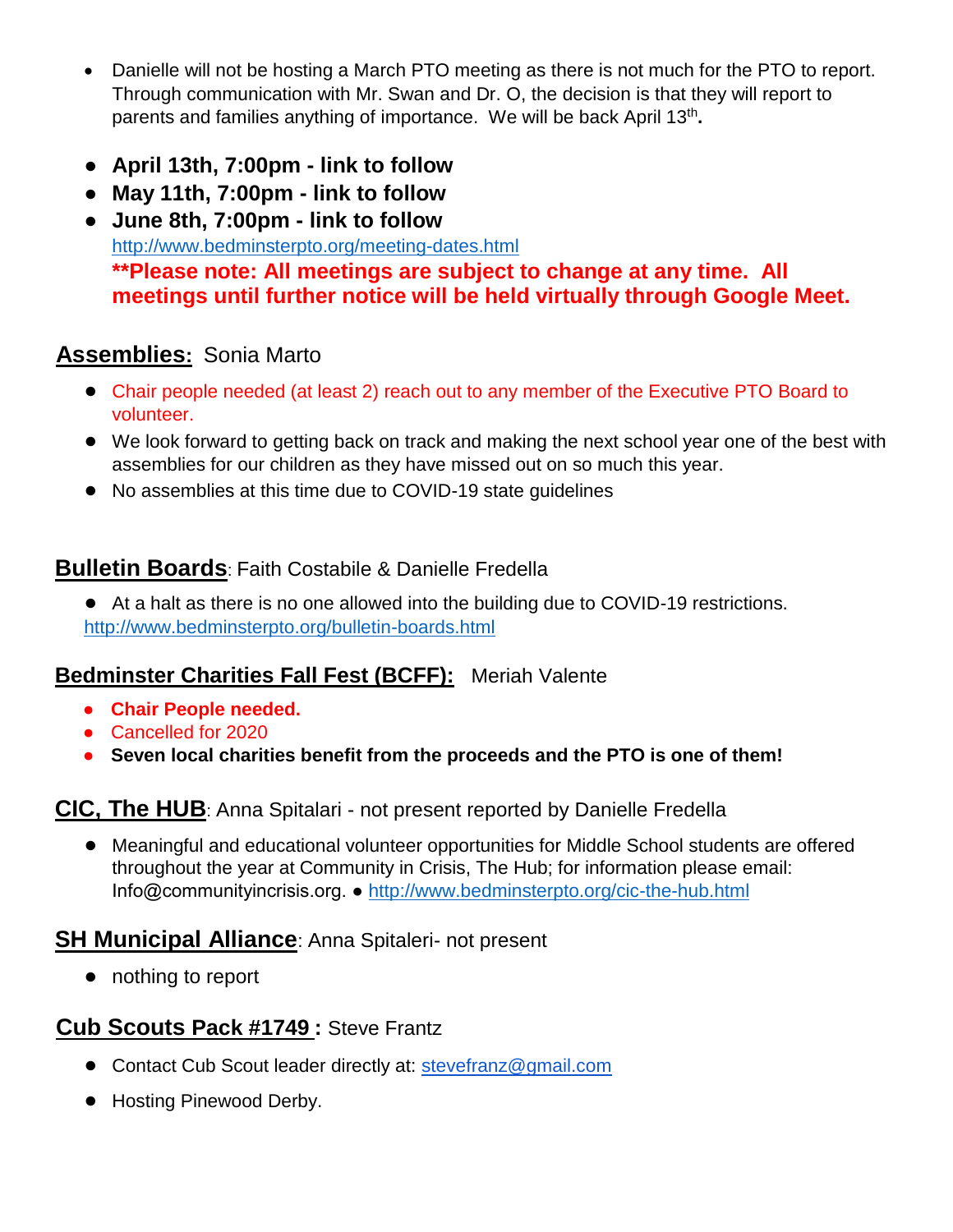- Danielle will not be hosting a March PTO meeting as there is not much for the PTO to report. Through communication with Mr. Swan and Dr. O, the decision is that they will report to parents and families anything of importance. We will be back April 13th**.**

- **April 13th, 7:00pm - link to follow**
- **May 11th, 7:00pm - link to follow**
- **June 8th, 7:00pm - link to follow**
  http://www.bedminsterpto.org/meeting-dates.html
  **\*\*Please note: All meetings are subject to change at any time. All meetings until further notice will be held virtually through Google Meet.**

**Assemblies:** Sonia Marto

- Chair people needed (at least 2) reach out to any member of the Executive PTO Board to volunteer.
- We look forward to getting back on track and making the next school year one of the best with assemblies for our children as they have missed out on so much this year.
- No assemblies at this time due to COVID-19 state guidelines

**Bulletin Boards**: Faith Costabile & Danielle Fredella

- At a halt as there is no one allowed into the building due to COVID-19 restrictions.

http://www.bedminsterpto.org/bulletin-boards.html

**Bedminster Charities Fall Fest (BCFF):** Meriah Valente

- **Chair People needed.**
- Cancelled for 2020
- **Seven local charities benefit from the proceeds and the PTO is one of them!**

**CIC, The HUB**: Anna Spitalari - not present reported by Danielle Fredella

- Meaningful and educational volunteer opportunities for Middle School students are offered throughout the year at Community in Crisis, The Hub; for information please email: Info@communityincrisis.org. ● http://www.bedminsterpto.org/cic-the-hub.html

**SH Municipal Alliance**: Anna Spitaleri- not present

- nothing to report

**Cub Scouts Pack #1749 :** Steve Frantz

- Contact Cub Scout leader directly at: stevefranz@gmail.com
- Hosting Pinewood Derby.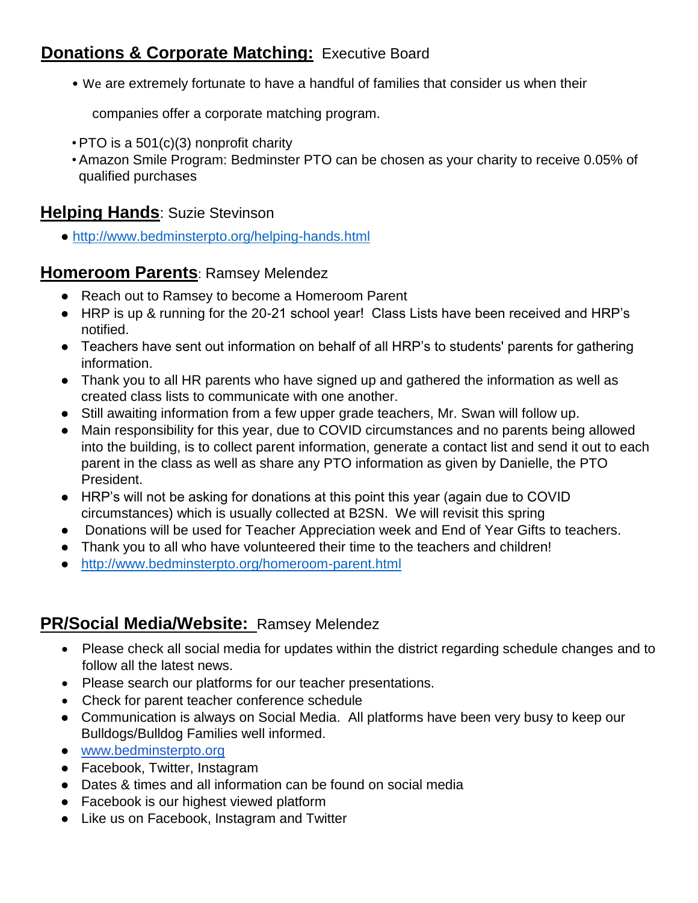## Donations & Corporate Matching: Executive Board

- We are extremely fortunate to have a handful of families that consider us when their companies offer a corporate matching program.
- PTO is a 501(c)(3) nonprofit charity
- Amazon Smile Program: Bedminster PTO can be chosen as your charity to receive 0.05% of qualified purchases

## Helping Hands: Suzie Stevinson

- http://www.bedminsterpto.org/helping-hands.html

## Homeroom Parents: Ramsey Melendez

- Reach out to Ramsey to become a Homeroom Parent
- HRP is up & running for the 20-21 school year! Class Lists have been received and HRP's notified.
- Teachers have sent out information on behalf of all HRP's to students' parents for gathering information.
- Thank you to all HR parents who have signed up and gathered the information as well as created class lists to communicate with one another.
- Still awaiting information from a few upper grade teachers, Mr. Swan will follow up.
- Main responsibility for this year, due to COVID circumstances and no parents being allowed into the building, is to collect parent information, generate a contact list and send it out to each parent in the class as well as share any PTO information as given by Danielle, the PTO President.
- HRP's will not be asking for donations at this point this year (again due to COVID circumstances) which is usually collected at B2SN. We will revisit this spring
- Donations will be used for Teacher Appreciation week and End of Year Gifts to teachers.
- Thank you to all who have volunteered their time to the teachers and children!
- http://www.bedminsterpto.org/homeroom-parent.html

## PR/Social Media/Website: Ramsey Melendez

- Please check all social media for updates within the district regarding schedule changes and to follow all the latest news.
- Please search our platforms for our teacher presentations.
- Check for parent teacher conference schedule
- Communication is always on Social Media. All platforms have been very busy to keep our Bulldogs/Bulldog Families well informed.
- www.bedminsterpto.org
- Facebook, Twitter, Instagram
- Dates & times and all information can be found on social media
- Facebook is our highest viewed platform
- Like us on Facebook, Instagram and Twitter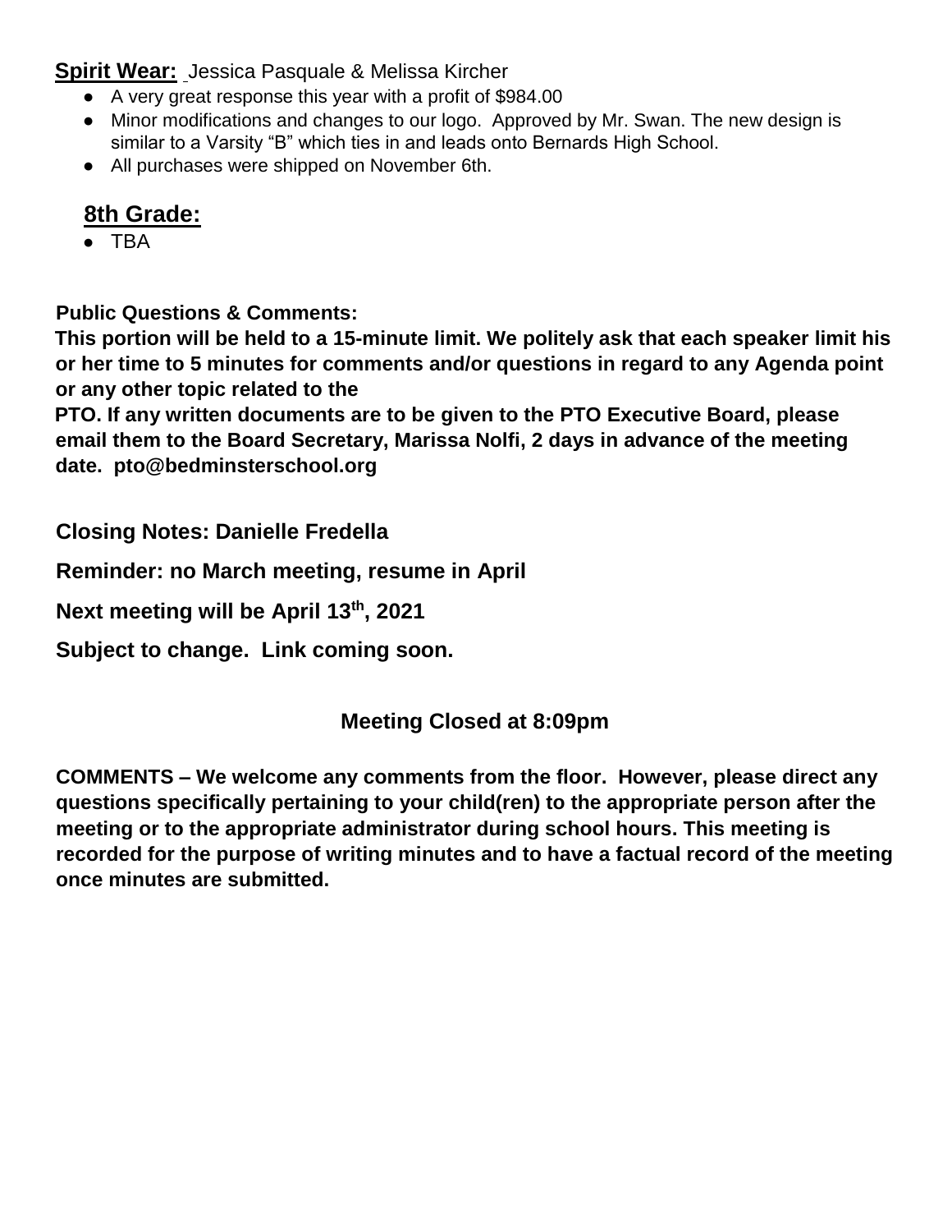**Spirit Wear:** Jessica Pasquale & Melissa Kircher

- A very great response this year with a profit of $984.00
- Minor modifications and changes to our logo. Approved by Mr. Swan. The new design is similar to a Varsity "B" which ties in and leads onto Bernards High School.
- All purchases were shipped on November 6th.

## 8th Grade:

- TBA

**Public Questions & Comments:**

**This portion will be held to a 15-minute limit. We politely ask that each speaker limit his or her time to 5 minutes for comments and/or questions in regard to any Agenda point or any other topic related to the PTO. If any written documents are to be given to the PTO Executive Board, please email them to the Board Secretary, Marissa Nolfi, 2 days in advance of the meeting date. pto@bedminsterschool.org**

**Closing Notes: Danielle Fredella**

**Reminder: no March meeting, resume in April**

**Next meeting will be April 13th, 2021**

**Subject to change. Link coming soon.**

**Meeting Closed at 8:09pm**

**COMMENTS – We welcome any comments from the floor. However, please direct any questions specifically pertaining to your child(ren) to the appropriate person after the meeting or to the appropriate administrator during school hours. This meeting is recorded for the purpose of writing minutes and to have a factual record of the meeting once minutes are submitted.**